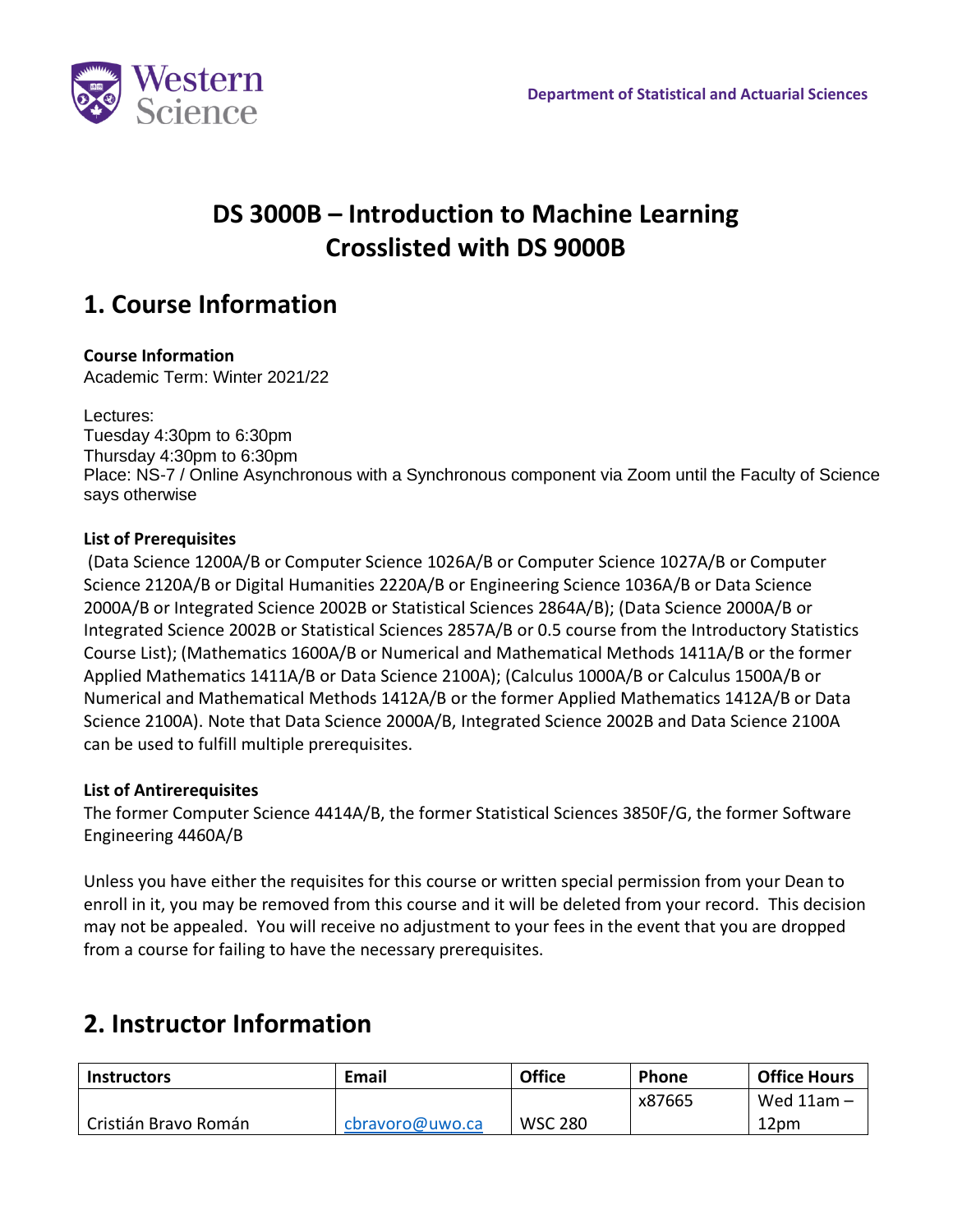Department of Statistical and Actuarial Sciences

# DS 3000B – Introduction to Machine Learning
# Crosslisted with DS 9000B

## 1. Course Information

**Course Information**
Academic Term: Winter 2021/22

Lectures:
Tuesday 4:30pm to 6:30pm
Thursday 4:30pm to 6:30pm
Place: NS-7 / Online Asynchronous with a Synchronous component via Zoom until the Faculty of Science says otherwise

**List of Prerequisites**
(Data Science 1200A/B or Computer Science 1026A/B or Computer Science 1027A/B or Computer Science 2120A/B or Digital Humanities 2220A/B or Engineering Science 1036A/B or Data Science 2000A/B or Integrated Science 2002B or Statistical Sciences 2864A/B); (Data Science 2000A/B or Integrated Science 2002B or Statistical Sciences 2857A/B or 0.5 course from the Introductory Statistics Course List); (Mathematics 1600A/B or Numerical and Mathematical Methods 1411A/B or the former Applied Mathematics 1411A/B or Data Science 2100A); (Calculus 1000A/B or Calculus 1500A/B or Numerical and Mathematical Methods 1412A/B or the former Applied Mathematics 1412A/B or Data Science 2100A). Note that Data Science 2000A/B, Integrated Science 2002B and Data Science 2100A can be used to fulfill multiple prerequisites.

**List of Antirerequisites**
The former Computer Science 4414A/B, the former Statistical Sciences 3850F/G, the former Software Engineering 4460A/B

Unless you have either the requisites for this course or written special permission from your Dean to enroll in it, you may be removed from this course and it will be deleted from your record. This decision may not be appealed. You will receive no adjustment to your fees in the event that you are dropped from a course for failing to have the necessary prerequisites.

## 2. Instructor Information

| Instructors | Email | Office | Phone | Office Hours |
|---|---|---|---|---|
| Cristián Bravo Román | cbravoro@uwo.ca | WSC 280 | x87665 | Wed 11am – 12pm |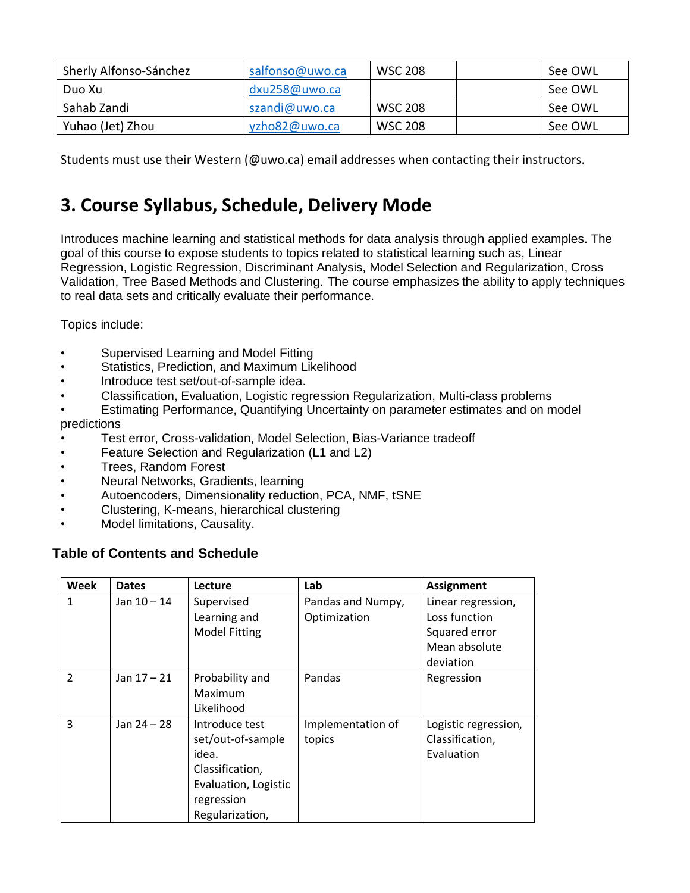| | | | | |
|---|---|---|---|---|
| Sherly Alfonso-Sánchez | salfonso@uwo.ca | WSC 208 | | See OWL |
| Duo Xu | dxu258@uwo.ca | | | See OWL |
| Sahab Zandi | szandi@uwo.ca | WSC 208 | | See OWL |
| Yuhao (Jet) Zhou | yzho82@uwo.ca | WSC 208 | | See OWL |

Students must use their Western (@uwo.ca) email addresses when contacting their instructors.

# 3. Course Syllabus, Schedule, Delivery Mode

Introduces machine learning and statistical methods for data analysis through applied examples. The goal of this course to expose students to topics related to statistical learning such as, Linear Regression, Logistic Regression, Discriminant Analysis, Model Selection and Regularization, Cross Validation, Tree Based Methods and Clustering. The course emphasizes the ability to apply techniques to real data sets and critically evaluate their performance.

Topics include:

- Supervised Learning and Model Fitting
- Statistics, Prediction, and Maximum Likelihood
- Introduce test set/out-of-sample idea.
- Classification, Evaluation, Logistic regression Regularization, Multi-class problems
- Estimating Performance, Quantifying Uncertainty on parameter estimates and on model predictions
- Test error, Cross-validation, Model Selection, Bias-Variance tradeoff
- Feature Selection and Regularization (L1 and L2)
- Trees, Random Forest
- Neural Networks, Gradients, learning
- Autoencoders, Dimensionality reduction, PCA, NMF, tSNE
- Clustering, K-means, hierarchical clustering
- Model limitations, Causality.

### Table of Contents and Schedule

| Week | Dates | Lecture | Lab | Assignment |
|---|---|---|---|---|
| 1 | Jan 10 – 14 | Supervised Learning and Model Fitting | Pandas and Numpy, Optimization | Linear regression, Loss function Squared error Mean absolute deviation |
| 2 | Jan 17 – 21 | Probability and Maximum Likelihood | Pandas | Regression |
| 3 | Jan 24 – 28 | Introduce test set/out-of-sample idea. Classification, Evaluation, Logistic regression Regularization, | Implementation of topics | Logistic regression, Classification, Evaluation |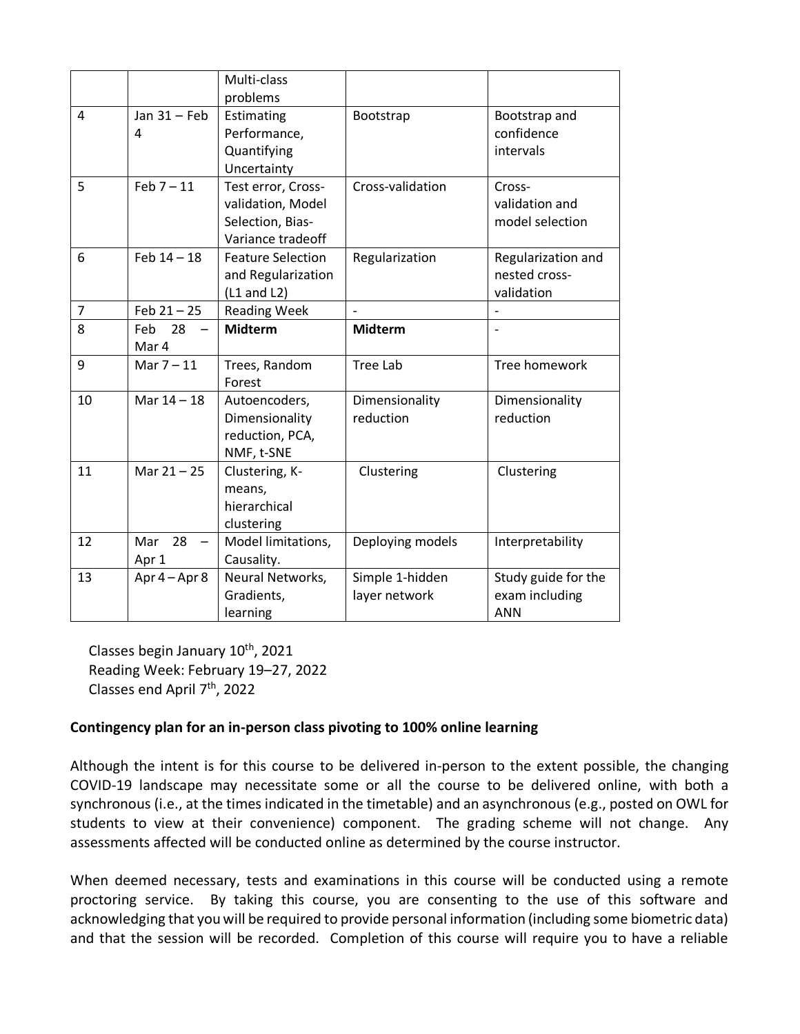| | | | | |
|---|---|---|---|---|
| | | Multi-class problems | | |
| 4 | Jan 31 – Feb 4 | Estimating Performance, Quantifying Uncertainty | Bootstrap | Bootstrap and confidence intervals |
| 5 | Feb 7 – 11 | Test error, Cross-validation, Model Selection, Bias-Variance tradeoff | Cross-validation | Cross-validation and model selection |
| 6 | Feb 14 – 18 | Feature Selection and Regularization (L1 and L2) | Regularization | Regularization and nested cross-validation |
| 7 | Feb 21 – 25 | Reading Week | - | - |
| 8 | Feb 28 – Mar 4 | **Midterm** | **Midterm** | - |
| 9 | Mar 7 – 11 | Trees, Random Forest | Tree Lab | Tree homework |
| 10 | Mar 14 – 18 | Autoencoders, Dimensionality reduction, PCA, NMF, t-SNE | Dimensionality reduction | Dimensionality reduction |
| 11 | Mar 21 – 25 | Clustering, K-means, hierarchical clustering | Clustering | Clustering |
| 12 | Mar 28 – Apr 1 | Model limitations, Causality. | Deploying models | Interpretability |
| 13 | Apr 4 – Apr 8 | Neural Networks, Gradients, learning | Simple 1-hidden layer network | Study guide for the exam including ANN |

Classes begin January 10th, 2021
Reading Week: February 19–27, 2022
Classes end April 7th, 2022

**Contingency plan for an in-person class pivoting to 100% online learning**

Although the intent is for this course to be delivered in-person to the extent possible, the changing COVID-19 landscape may necessitate some or all the course to be delivered online, with both a synchronous (i.e., at the times indicated in the timetable) and an asynchronous (e.g., posted on OWL for students to view at their convenience) component. The grading scheme will not change. Any assessments affected will be conducted online as determined by the course instructor.

When deemed necessary, tests and examinations in this course will be conducted using a remote proctoring service. By taking this course, you are consenting to the use of this software and acknowledging that you will be required to provide personal information (including some biometric data) and that the session will be recorded. Completion of this course will require you to have a reliable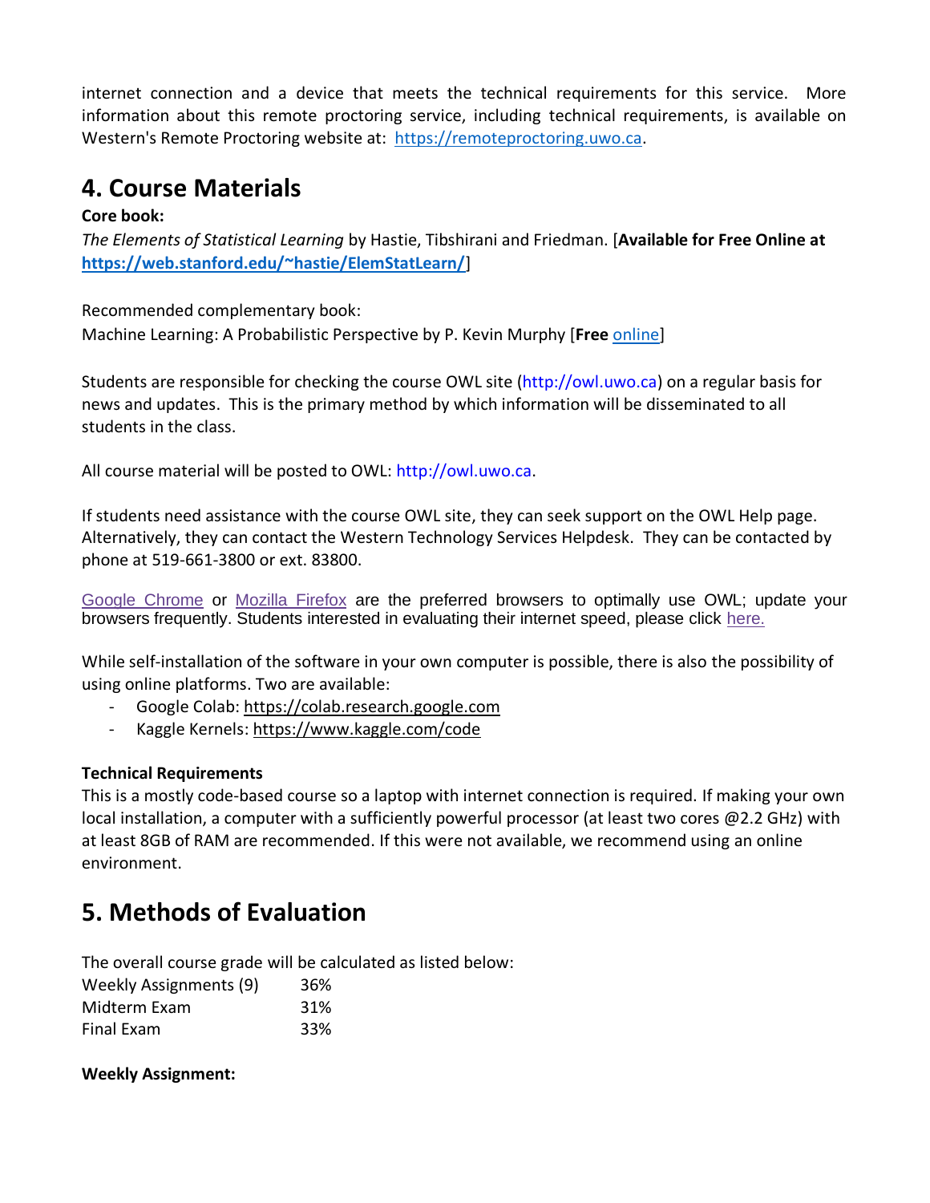internet connection and a device that meets the technical requirements for this service. More information about this remote proctoring service, including technical requirements, is available on Western's Remote Proctoring website at: [https://remoteproctoring.uwo.ca](https://remoteproctoring.uwo.ca).

## 4. Course Materials

**Core book:**

*The Elements of Statistical Learning* by Hastie, Tibshirani and Friedman. [**Available for Free Online at [https://web.stanford.edu/~hastie/ElemStatLearn/](https://web.stanford.edu/~hastie/ElemStatLearn/)**]

Recommended complementary book:
Machine Learning: A Probabilistic Perspective by P. Kevin Murphy [**Free** online]

Students are responsible for checking the course OWL site (http://owl.uwo.ca) on a regular basis for news and updates. This is the primary method by which information will be disseminated to all students in the class.

All course material will be posted to OWL: http://owl.uwo.ca.

If students need assistance with the course OWL site, they can seek support on the OWL Help page. Alternatively, they can contact the Western Technology Services Helpdesk. They can be contacted by phone at 519-661-3800 or ext. 83800.

Google Chrome or Mozilla Firefox are the preferred browsers to optimally use OWL; update your browsers frequently. Students interested in evaluating their internet speed, please click here.

While self-installation of the software in your own computer is possible, there is also the possibility of using online platforms. Two are available:

- Google Colab: https://colab.research.google.com
- Kaggle Kernels: https://www.kaggle.com/code

**Technical Requirements**

This is a mostly code-based course so a laptop with internet connection is required. If making your own local installation, a computer with a sufficiently powerful processor (at least two cores @2.2 GHz) with at least 8GB of RAM are recommended. If this were not available, we recommend using an online environment.

## 5. Methods of Evaluation

The overall course grade will be calculated as listed below:

| | |
|---|---|
| Weekly Assignments (9) | 36% |
| Midterm Exam | 31% |
| Final Exam | 33% |

**Weekly Assignment:**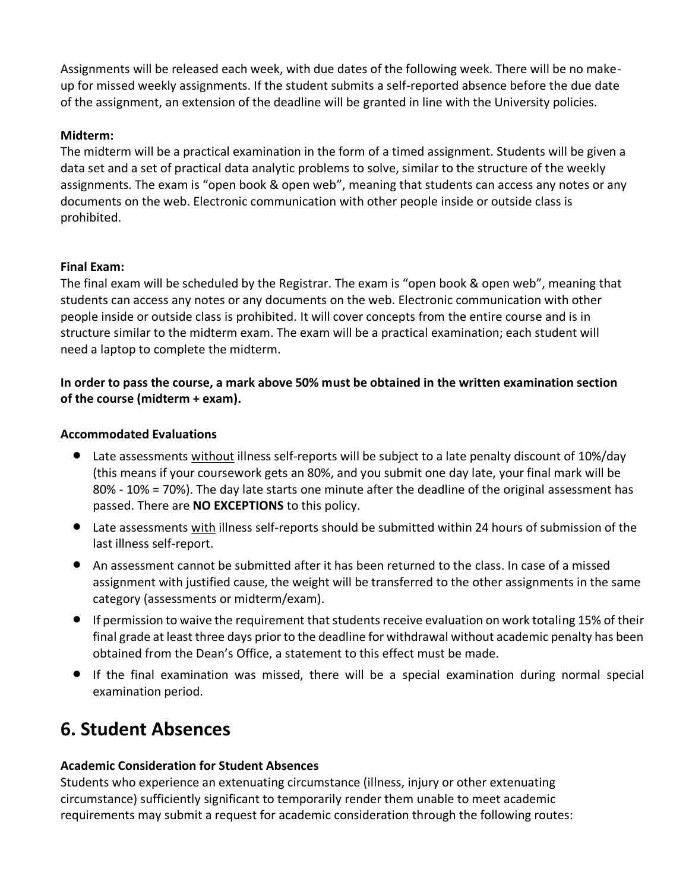Assignments will be released each week, with due dates of the following week. There will be no make-up for missed weekly assignments. If the student submits a self-reported absence before the due date of the assignment, an extension of the deadline will be granted in line with the University policies.

**Midterm:**
The midterm will be a practical examination in the form of a timed assignment. Students will be given a data set and a set of practical data analytic problems to solve, similar to the structure of the weekly assignments. The exam is "open book & open web", meaning that students can access any notes or any documents on the web. Electronic communication with other people inside or outside class is prohibited.

**Final Exam:**
The final exam will be scheduled by the Registrar. The exam is "open book & open web", meaning that students can access any notes or any documents on the web. Electronic communication with other people inside or outside class is prohibited. It will cover concepts from the entire course and is in structure similar to the midterm exam. The exam will be a practical examination; each student will need a laptop to complete the midterm.

**In order to pass the course, a mark above 50% must be obtained in the written examination section of the course (midterm + exam).**

**Accommodated Evaluations**

- Late assessments without illness self-reports will be subject to a late penalty discount of 10%/day (this means if your coursework gets an 80%, and you submit one day late, your final mark will be 80% - 10% = 70%). The day late starts one minute after the deadline of the original assessment has passed. There are **NO EXCEPTIONS** to this policy.
- Late assessments with illness self-reports should be submitted within 24 hours of submission of the last illness self-report.
- An assessment cannot be submitted after it has been returned to the class. In case of a missed assignment with justified cause, the weight will be transferred to the other assignments in the same category (assessments or midterm/exam).
- If permission to waive the requirement that students receive evaluation on work totaling 15% of their final grade at least three days prior to the deadline for withdrawal without academic penalty has been obtained from the Dean's Office, a statement to this effect must be made.
- If the final examination was missed, there will be a special examination during normal special examination period.

# 6. Student Absences

**Academic Consideration for Student Absences**
Students who experience an extenuating circumstance (illness, injury or other extenuating circumstance) sufficiently significant to temporarily render them unable to meet academic requirements may submit a request for academic consideration through the following routes: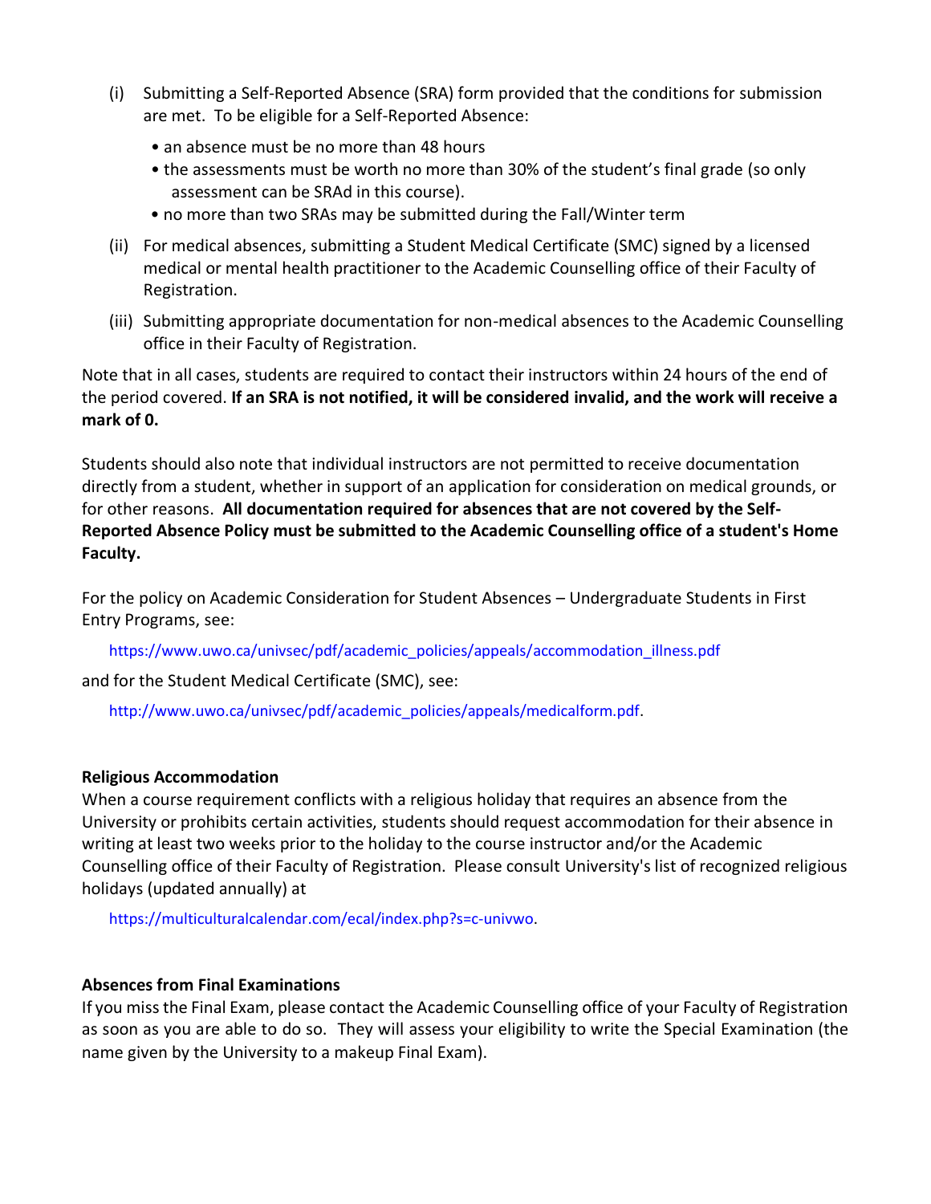(i) Submitting a Self-Reported Absence (SRA) form provided that the conditions for submission are met. To be eligible for a Self-Reported Absence:

- an absence must be no more than 48 hours
- the assessments must be worth no more than 30% of the student's final grade (so only assessment can be SRAd in this course).
- no more than two SRAs may be submitted during the Fall/Winter term

(ii) For medical absences, submitting a Student Medical Certificate (SMC) signed by a licensed medical or mental health practitioner to the Academic Counselling office of their Faculty of Registration.

(iii) Submitting appropriate documentation for non-medical absences to the Academic Counselling office in their Faculty of Registration.

Note that in all cases, students are required to contact their instructors within 24 hours of the end of the period covered. **If an SRA is not notified, it will be considered invalid, and the work will receive a mark of 0.**

Students should also note that individual instructors are not permitted to receive documentation directly from a student, whether in support of an application for consideration on medical grounds, or for other reasons. **All documentation required for absences that are not covered by the Self-Reported Absence Policy must be submitted to the Academic Counselling office of a student's Home Faculty.**

For the policy on Academic Consideration for Student Absences – Undergraduate Students in First Entry Programs, see:

https://www.uwo.ca/univsec/pdf/academic_policies/appeals/accommodation_illness.pdf

and for the Student Medical Certificate (SMC), see:

http://www.uwo.ca/univsec/pdf/academic_policies/appeals/medicalform.pdf.

**Religious Accommodation**

When a course requirement conflicts with a religious holiday that requires an absence from the University or prohibits certain activities, students should request accommodation for their absence in writing at least two weeks prior to the holiday to the course instructor and/or the Academic Counselling office of their Faculty of Registration. Please consult University's list of recognized religious holidays (updated annually) at

https://multiculturalcalendar.com/ecal/index.php?s=c-univwo.

**Absences from Final Examinations**

If you miss the Final Exam, please contact the Academic Counselling office of your Faculty of Registration as soon as you are able to do so. They will assess your eligibility to write the Special Examination (the name given by the University to a makeup Final Exam).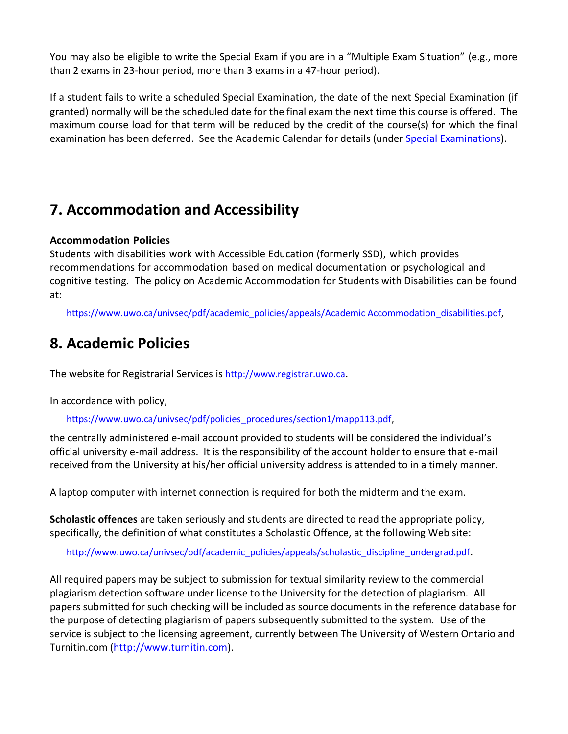You may also be eligible to write the Special Exam if you are in a "Multiple Exam Situation" (e.g., more than 2 exams in 23-hour period, more than 3 exams in a 47-hour period).

If a student fails to write a scheduled Special Examination, the date of the next Special Examination (if granted) normally will be the scheduled date for the final exam the next time this course is offered. The maximum course load for that term will be reduced by the credit of the course(s) for which the final examination has been deferred. See the Academic Calendar for details (under Special Examinations).

## 7. Accommodation and Accessibility

**Accommodation Policies**

Students with disabilities work with Accessible Education (formerly SSD), which provides recommendations for accommodation based on medical documentation or psychological and cognitive testing. The policy on Academic Accommodation for Students with Disabilities can be found at:

https://www.uwo.ca/univsec/pdf/academic_policies/appeals/Academic Accommodation_disabilities.pdf,

## 8. Academic Policies

The website for Registrarial Services is http://www.registrar.uwo.ca.

In accordance with policy,

https://www.uwo.ca/univsec/pdf/policies_procedures/section1/mapp113.pdf,

the centrally administered e-mail account provided to students will be considered the individual's official university e-mail address. It is the responsibility of the account holder to ensure that e-mail received from the University at his/her official university address is attended to in a timely manner.

A laptop computer with internet connection is required for both the midterm and the exam.

**Scholastic offences** are taken seriously and students are directed to read the appropriate policy, specifically, the definition of what constitutes a Scholastic Offence, at the following Web site:

http://www.uwo.ca/univsec/pdf/academic_policies/appeals/scholastic_discipline_undergrad.pdf.

All required papers may be subject to submission for textual similarity review to the commercial plagiarism detection software under license to the University for the detection of plagiarism. All papers submitted for such checking will be included as source documents in the reference database for the purpose of detecting plagiarism of papers subsequently submitted to the system. Use of the service is subject to the licensing agreement, currently between The University of Western Ontario and Turnitin.com (http://www.turnitin.com).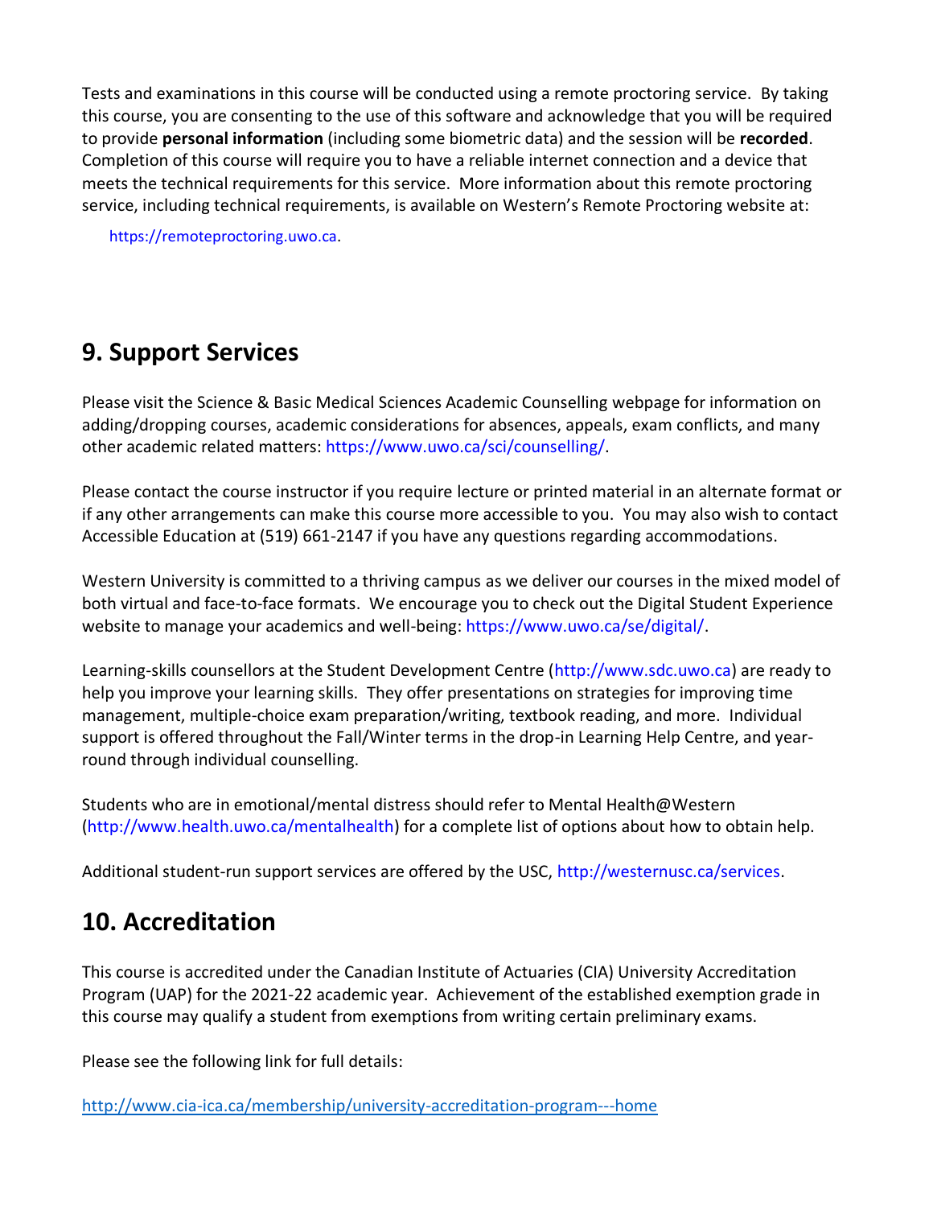Tests and examinations in this course will be conducted using a remote proctoring service. By taking this course, you are consenting to the use of this software and acknowledge that you will be required to provide **personal information** (including some biometric data) and the session will be **recorded**. Completion of this course will require you to have a reliable internet connection and a device that meets the technical requirements for this service. More information about this remote proctoring service, including technical requirements, is available on Western's Remote Proctoring website at:

https://remoteproctoring.uwo.ca.

## 9. Support Services

Please visit the Science & Basic Medical Sciences Academic Counselling webpage for information on adding/dropping courses, academic considerations for absences, appeals, exam conflicts, and many other academic related matters: https://www.uwo.ca/sci/counselling/.

Please contact the course instructor if you require lecture or printed material in an alternate format or if any other arrangements can make this course more accessible to you. You may also wish to contact Accessible Education at (519) 661-2147 if you have any questions regarding accommodations.

Western University is committed to a thriving campus as we deliver our courses in the mixed model of both virtual and face-to-face formats. We encourage you to check out the Digital Student Experience website to manage your academics and well-being: https://www.uwo.ca/se/digital/.

Learning-skills counsellors at the Student Development Centre (http://www.sdc.uwo.ca) are ready to help you improve your learning skills. They offer presentations on strategies for improving time management, multiple-choice exam preparation/writing, textbook reading, and more. Individual support is offered throughout the Fall/Winter terms in the drop-in Learning Help Centre, and year-round through individual counselling.

Students who are in emotional/mental distress should refer to Mental Health@Western (http://www.health.uwo.ca/mentalhealth) for a complete list of options about how to obtain help.

Additional student-run support services are offered by the USC, http://westernusc.ca/services.

## 10. Accreditation

This course is accredited under the Canadian Institute of Actuaries (CIA) University Accreditation Program (UAP) for the 2021-22 academic year. Achievement of the established exemption grade in this course may qualify a student from exemptions from writing certain preliminary exams.

Please see the following link for full details:

http://www.cia-ica.ca/membership/university-accreditation-program---home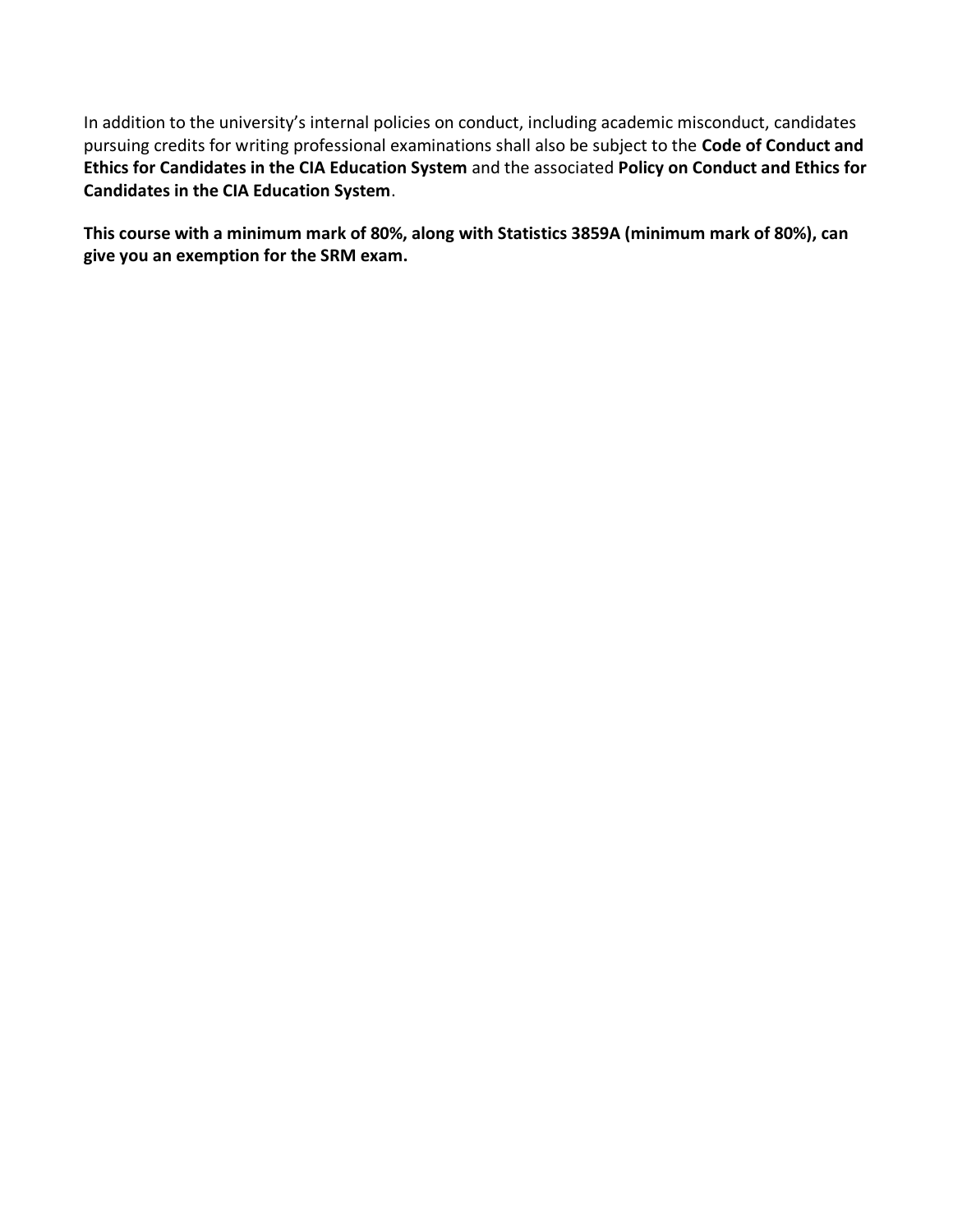In addition to the university's internal policies on conduct, including academic misconduct, candidates pursuing credits for writing professional examinations shall also be subject to the **Code of Conduct and Ethics for Candidates in the CIA Education System** and the associated **Policy on Conduct and Ethics for Candidates in the CIA Education System**.

**This course with a minimum mark of 80%, along with Statistics 3859A (minimum mark of 80%), can give you an exemption for the SRM exam.**